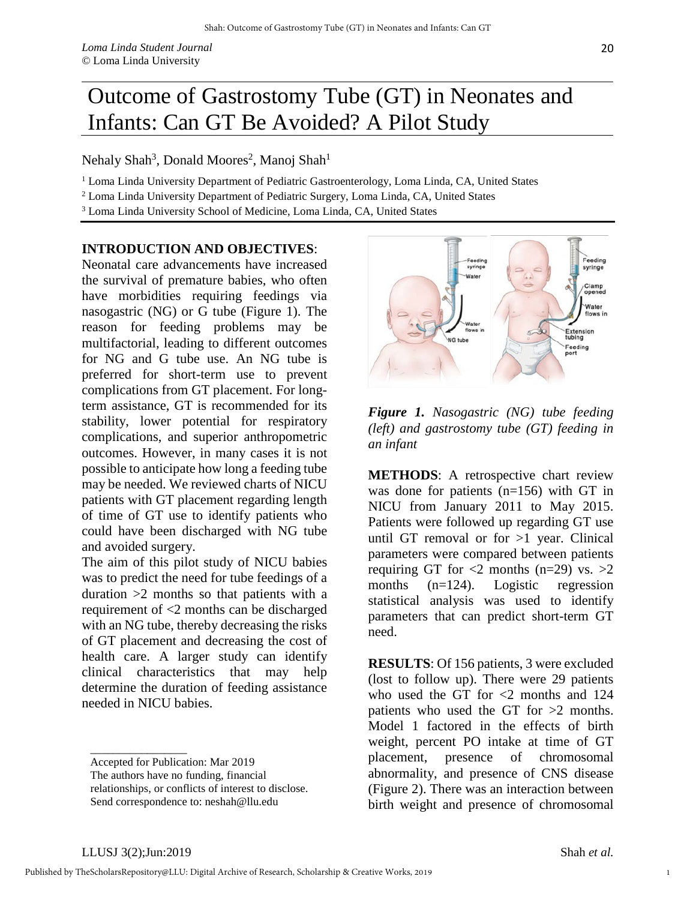# Outcome of Gastrostomy Tube (GT) in Neonates and Infants: Can GT Be Avoided? A Pilot Study

Nehaly Shah[3], Donald Moores[2], Manoj Shah[1]

[1] Loma Linda University Department of Pediatric Gastroenterology, Loma Linda, CA, United States
[2] Loma Linda University Department of Pediatric Surgery, Loma Linda, CA, United States
[3] Loma Linda University School of Medicine, Loma Linda, CA, United States

**INTRODUCTION AND OBJECTIVES**:
Neonatal care advancements have increased the survival of premature babies, who often have morbidities requiring feedings via nasogastric (NG) or G tube (Figure 1). The reason for feeding problems may be multifactorial, leading to different outcomes for NG and G tube use. An NG tube is preferred for short-term use to prevent complications from GT placement. For long-term assistance, GT is recommended for its stability, lower potential for respiratory complications, and superior anthropometric outcomes. However, in many cases it is not possible to anticipate how long a feeding tube may be needed. We reviewed charts of NICU patients with GT placement regarding length of time of GT use to identify patients who could have been discharged with NG tube and avoided surgery.

The aim of this pilot study of NICU babies was to predict the need for tube feedings of a duration >2 months so that patients with a requirement of <2 months can be discharged with an NG tube, thereby decreasing the risks of GT placement and decreasing the cost of health care. A larger study can identify clinical characteristics that may help determine the duration of feeding assistance needed in NICU babies.

Accepted for Publication: Mar 2019
The authors have no funding, financial relationships, or conflicts of interest to disclose.
Send correspondence to: neshah@llu.edu

***Figure 1.*** *Nasogastric (NG) tube feeding (left) and gastrostomy tube (GT) feeding in an infant*

**METHODS**: A retrospective chart review was done for patients (n=156) with GT in NICU from January 2011 to May 2015. Patients were followed up regarding GT use until GT removal or for >1 year. Clinical parameters were compared between patients requiring GT for <2 months (n=29) vs. >2 months (n=124). Logistic regression statistical analysis was used to identify parameters that can predict short-term GT need.

**RESULTS**: Of 156 patients, 3 were excluded (lost to follow up). There were 29 patients who used the GT for <2 months and 124 patients who used the GT for >2 months. Model 1 factored in the effects of birth weight, percent PO intake at time of GT placement, presence of chromosomal abnormality, and presence of CNS disease (Figure 2). There was an interaction between birth weight and presence of chromosomal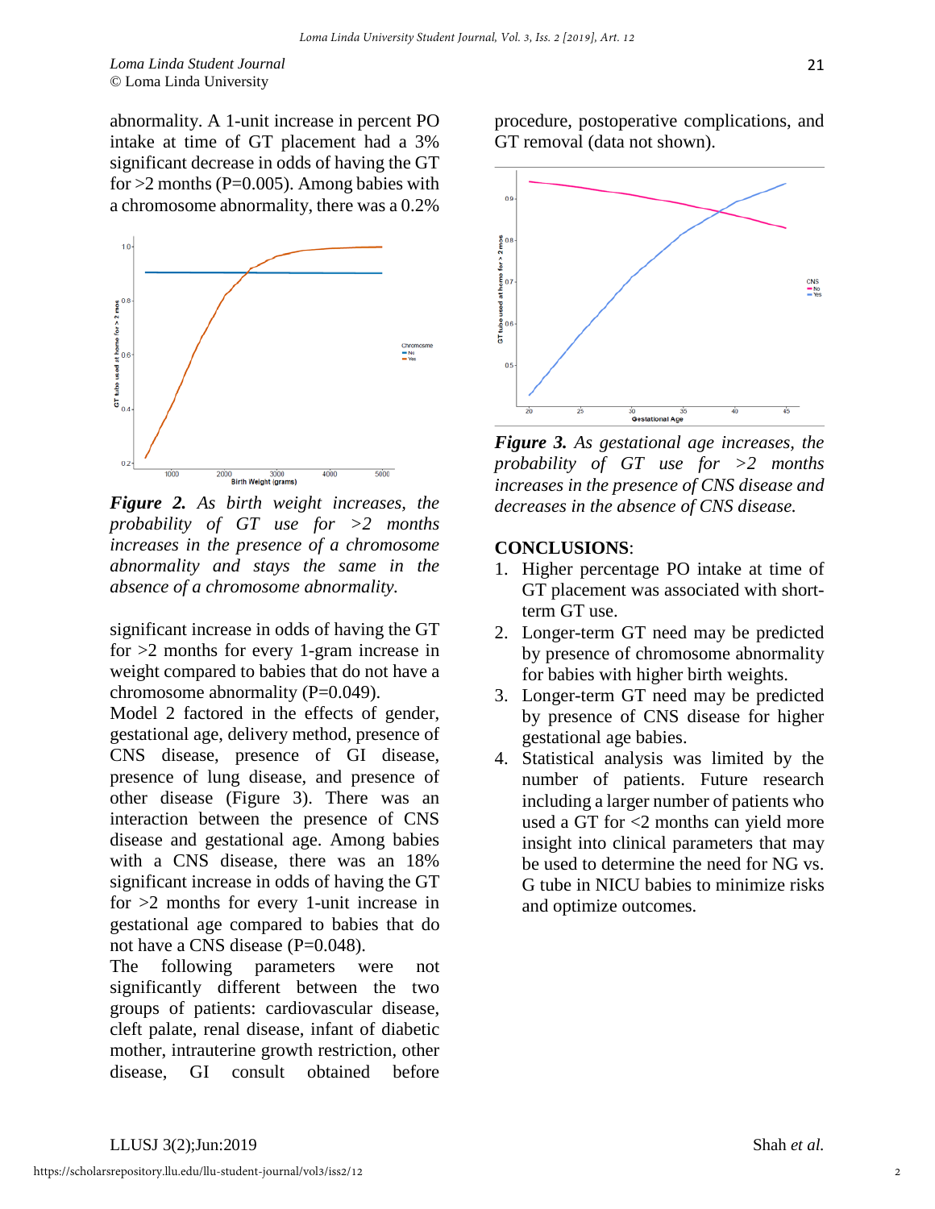abnormality. A 1-unit increase in percent PO intake at time of GT placement had a 3% significant decrease in odds of having the GT for >2 months (P=0.005). Among babies with a chromosome abnormality, there was a 0.2%

1.0
0.8
0.6
0.4
0.2
GT tube used at home for > 2 mos
1000
2000
3000
4000
5000
Birth Weight (grams)
Chromosome
No
Yes

***Figure 2.*** *As birth weight increases, the probability of GT use for >2 months increases in the presence of a chromosome abnormality and stays the same in the absence of a chromosome abnormality.*

significant increase in odds of having the GT for >2 months for every 1-gram increase in weight compared to babies that do not have a chromosome abnormality (P=0.049).

Model 2 factored in the effects of gender, gestational age, delivery method, presence of CNS disease, presence of GI disease, presence of lung disease, and presence of other disease (Figure 3). There was an interaction between the presence of CNS disease and gestational age. Among babies with a CNS disease, there was an 18% significant increase in odds of having the GT for >2 months for every 1-unit increase in gestational age compared to babies that do not have a CNS disease (P=0.048).

The following parameters were not significantly different between the two groups of patients: cardiovascular disease, cleft palate, renal disease, infant of diabetic mother, intrauterine growth restriction, other disease, GI consult obtained before procedure, postoperative complications, and GT removal (data not shown).

0.9
0.8
0.7
0.6
0.5
GT tube used at home for > 2 mos
20
25
30
35
40
45
Gestational Age
CNS
No
Yes

***Figure 3.*** *As gestational age increases, the probability of GT use for >2 months increases in the presence of CNS disease and decreases in the absence of CNS disease.*

**CONCLUSIONS**:

1. Higher percentage PO intake at time of GT placement was associated with short-term GT use.
2. Longer-term GT need may be predicted by presence of chromosome abnormality for babies with higher birth weights.
3. Longer-term GT need may be predicted by presence of CNS disease for higher gestational age babies.
4. Statistical analysis was limited by the number of patients. Future research including a larger number of patients who used a GT for <2 months can yield more insight into clinical parameters that may be used to determine the need for NG vs. G tube in NICU babies to minimize risks and optimize outcomes.